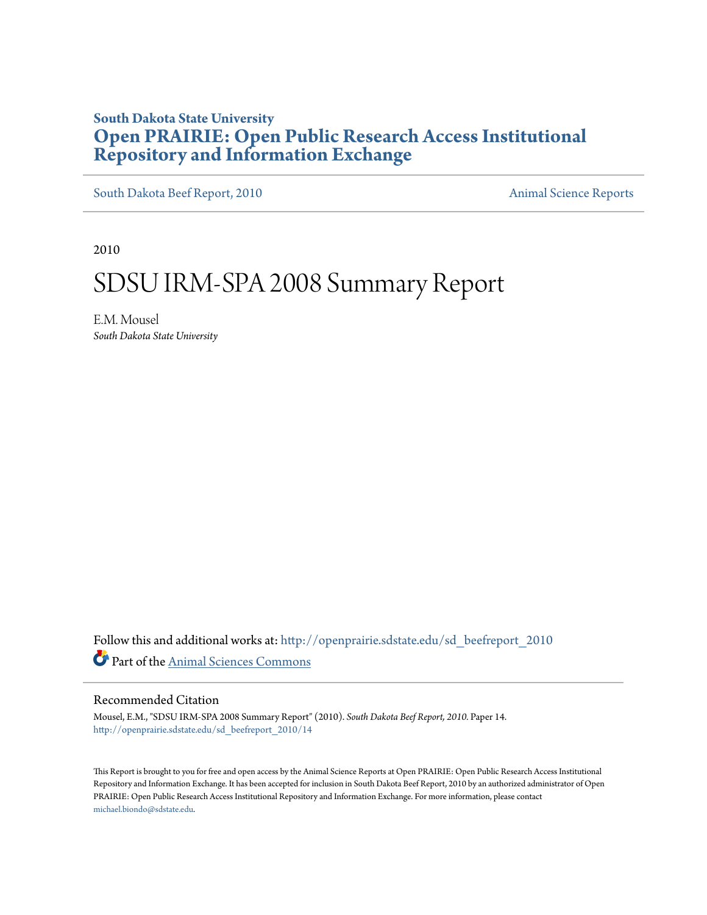**South Dakota State University**

# Open PRAIRIE: Open Public Research Access Institutional Repository and Information Exchange

South Dakota Beef Report, 2010 | Animal Science Reports

2010

# SDSU IRM-SPA 2008 Summary Report

E.M. Mousel
*South Dakota State University*

Follow this and additional works at: http://openprairie.sdstate.edu/sd_beefreport_2010

Part of the Animal Sciences Commons

## Recommended Citation

Mousel, E.M., "SDSU IRM-SPA 2008 Summary Report" (2010). *South Dakota Beef Report, 2010.* Paper 14.
http://openprairie.sdstate.edu/sd_beefreport_2010/14

This Report is brought to you for free and open access by the Animal Science Reports at Open PRAIRIE: Open Public Research Access Institutional Repository and Information Exchange. It has been accepted for inclusion in South Dakota Beef Report, 2010 by an authorized administrator of Open PRAIRIE: Open Public Research Access Institutional Repository and Information Exchange. For more information, please contact michael.biondo@sdstate.edu.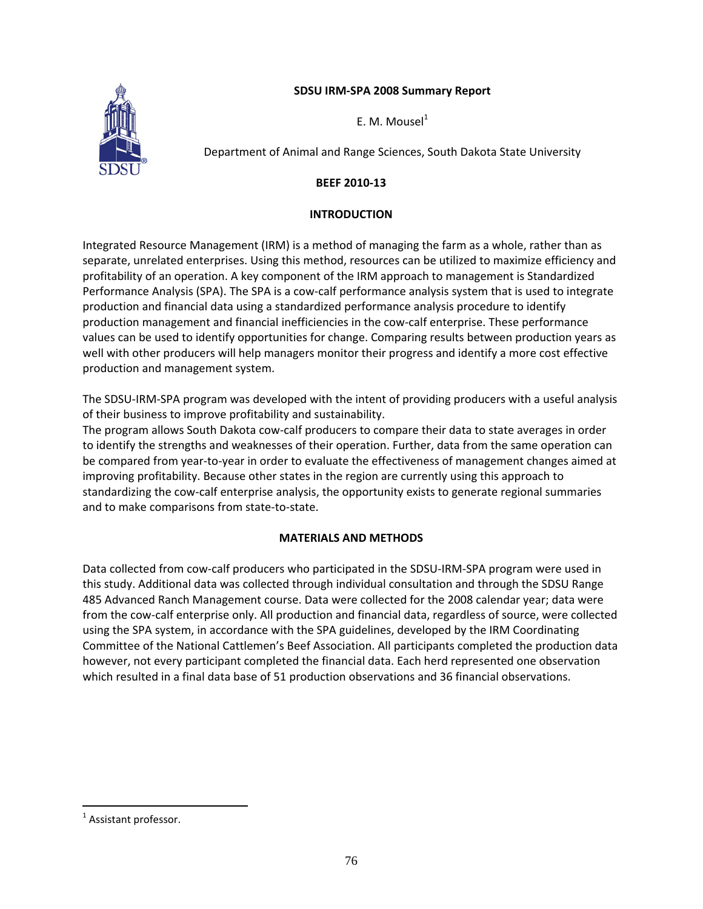**SDSU IRM-SPA 2008 Summary Report**

E. M. Mousel[1]

Department of Animal and Range Sciences, South Dakota State University

**BEEF 2010-13**

## INTRODUCTION

Integrated Resource Management (IRM) is a method of managing the farm as a whole, rather than as separate, unrelated enterprises. Using this method, resources can be utilized to maximize efficiency and profitability of an operation. A key component of the IRM approach to management is Standardized Performance Analysis (SPA). The SPA is a cow-calf performance analysis system that is used to integrate production and financial data using a standardized performance analysis procedure to identify production management and financial inefficiencies in the cow-calf enterprise. These performance values can be used to identify opportunities for change. Comparing results between production years as well with other producers will help managers monitor their progress and identify a more cost effective production and management system.

The SDSU-IRM-SPA program was developed with the intent of providing producers with a useful analysis of their business to improve profitability and sustainability.
The program allows South Dakota cow-calf producers to compare their data to state averages in order to identify the strengths and weaknesses of their operation. Further, data from the same operation can be compared from year-to-year in order to evaluate the effectiveness of management changes aimed at improving profitability. Because other states in the region are currently using this approach to standardizing the cow-calf enterprise analysis, the opportunity exists to generate regional summaries and to make comparisons from state-to-state.

## MATERIALS AND METHODS

Data collected from cow-calf producers who participated in the SDSU-IRM-SPA program were used in this study. Additional data was collected through individual consultation and through the SDSU Range 485 Advanced Ranch Management course. Data were collected for the 2008 calendar year; data were from the cow-calf enterprise only. All production and financial data, regardless of source, were collected using the SPA system, in accordance with the SPA guidelines, developed by the IRM Coordinating Committee of the National Cattlemen's Beef Association. All participants completed the production data however, not every participant completed the financial data. Each herd represented one observation which resulted in a final data base of 51 production observations and 36 financial observations.

[1] Assistant professor.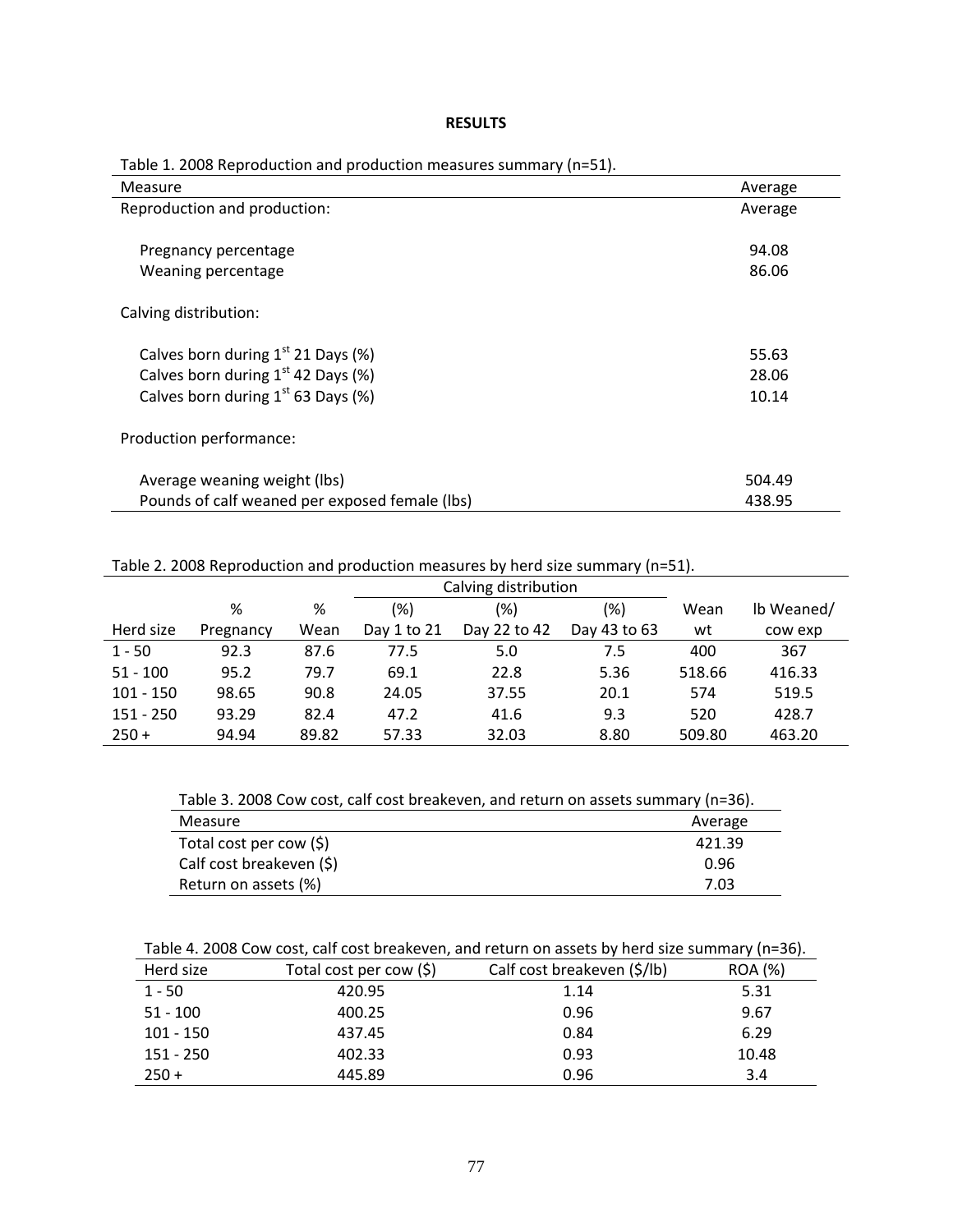# RESULTS

Table 1. 2008 Reproduction and production measures summary (n=51).

| Measure | Average |
|---|---|
| Reproduction and production: | Average |
| Pregnancy percentage | 94.08 |
| Weaning percentage | 86.06 |
| Calving distribution: | |
| Calves born during 1st 21 Days (%) | 55.63 |
| Calves born during 1st 42 Days (%) | 28.06 |
| Calves born during 1st 63 Days (%) | 10.14 |
| Production performance: | |
| Average weaning weight (lbs) | 504.49 |
| Pounds of calf weaned per exposed female (lbs) | 438.95 |

Table 2. 2008 Reproduction and production measures by herd size summary (n=51).

| | | | Calving distribution | | | | |
|---|---|---|---|---|---|---|---|
| Herd size | % Pregnancy | % Wean | (%) Day 1 to 21 | (%) Day 22 to 42 | (%) Day 43 to 63 | Wean wt | lb Weaned/ cow exp |
| 1 - 50 | 92.3 | 87.6 | 77.5 | 5.0 | 7.5 | 400 | 367 |
| 51 - 100 | 95.2 | 79.7 | 69.1 | 22.8 | 5.36 | 518.66 | 416.33 |
| 101 - 150 | 98.65 | 90.8 | 24.05 | 37.55 | 20.1 | 574 | 519.5 |
| 151 - 250 | 93.29 | 82.4 | 47.2 | 41.6 | 9.3 | 520 | 428.7 |
| 250 + | 94.94 | 89.82 | 57.33 | 32.03 | 8.80 | 509.80 | 463.20 |

Table 3. 2008 Cow cost, calf cost breakeven, and return on assets summary (n=36).

| Measure | Average |
|---|---|
| Total cost per cow ($) | 421.39 |
| Calf cost breakeven ($) | 0.96 |
| Return on assets (%) | 7.03 |

Table 4. 2008 Cow cost, calf cost breakeven, and return on assets by herd size summary (n=36).

| Herd size | Total cost per cow ($) | Calf cost breakeven ($/lb) | ROA (%) |
|---|---|---|---|
| 1 - 50 | 420.95 | 1.14 | 5.31 |
| 51 - 100 | 400.25 | 0.96 | 9.67 |
| 101 - 150 | 437.45 | 0.84 | 6.29 |
| 151 - 250 | 402.33 | 0.93 | 10.48 |
| 250 + | 445.89 | 0.96 | 3.4 |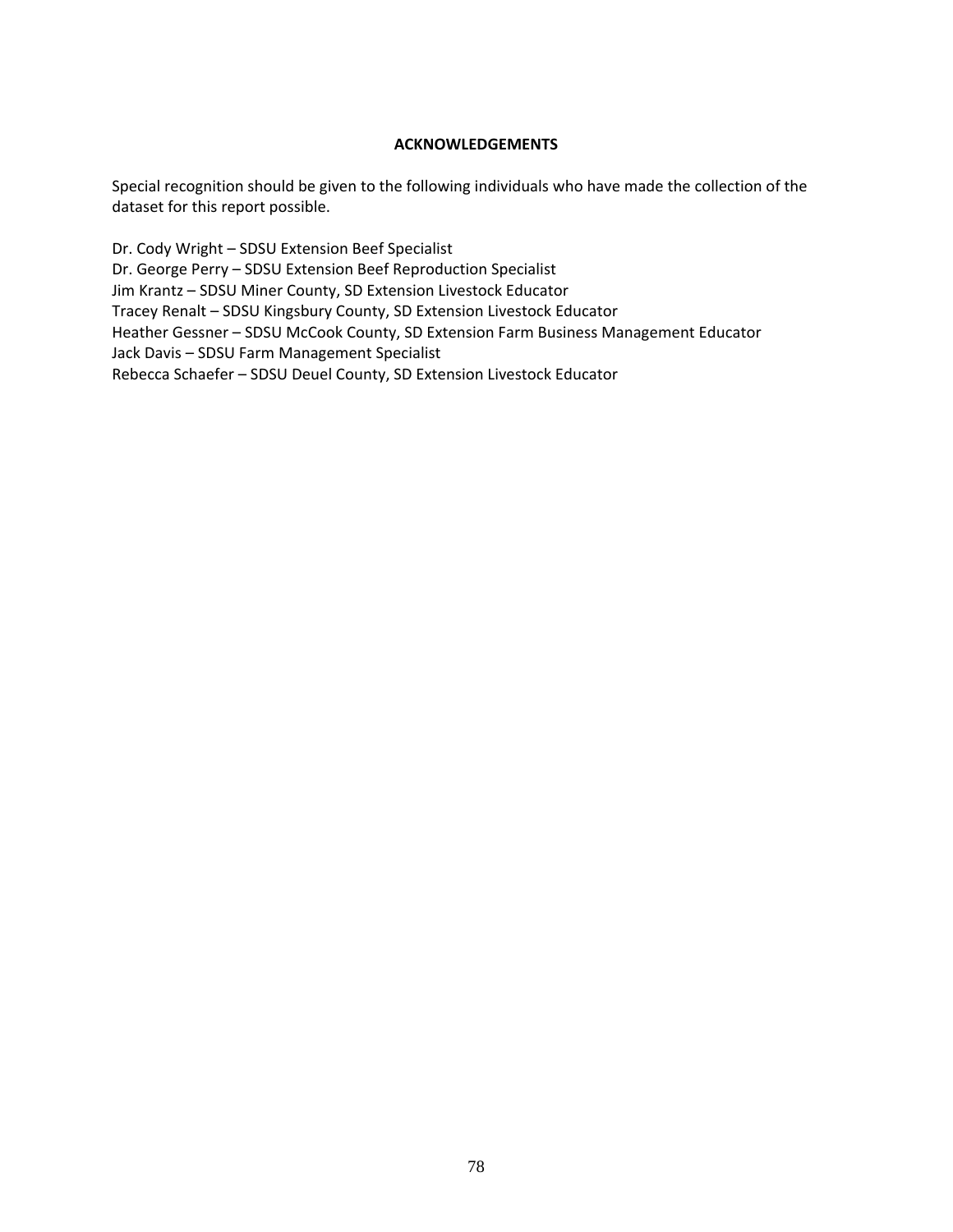## ACKNOWLEDGEMENTS

Special recognition should be given to the following individuals who have made the collection of the dataset for this report possible.

Dr. Cody Wright – SDSU Extension Beef Specialist
Dr. George Perry – SDSU Extension Beef Reproduction Specialist
Jim Krantz – SDSU Miner County, SD Extension Livestock Educator
Tracey Renalt – SDSU Kingsbury County, SD Extension Livestock Educator
Heather Gessner – SDSU McCook County, SD Extension Farm Business Management Educator
Jack Davis – SDSU Farm Management Specialist
Rebecca Schaefer – SDSU Deuel County, SD Extension Livestock Educator